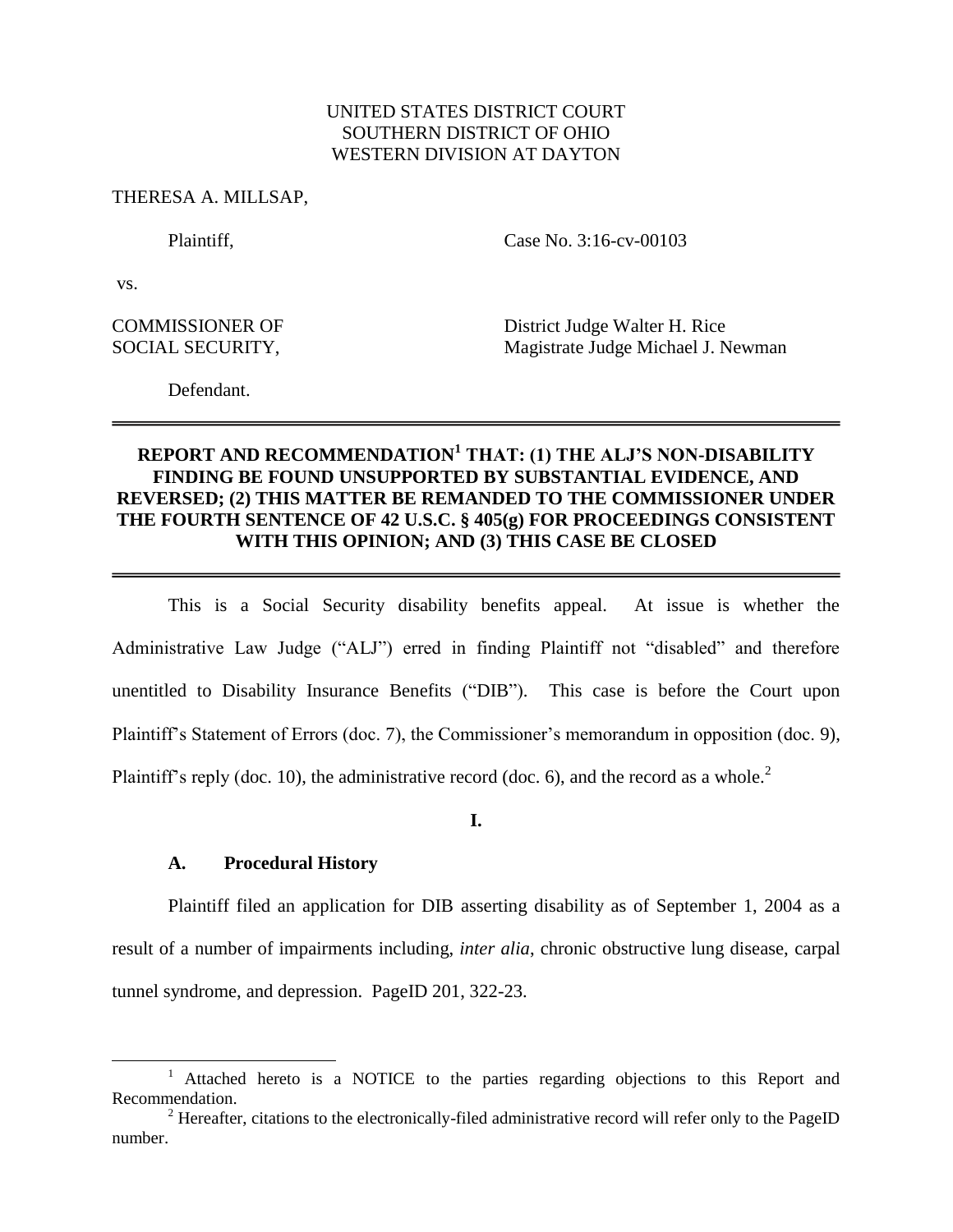UNITED STATES DISTRICT COURT
SOUTHERN DISTRICT OF OHIO
WESTERN DIVISION AT DAYTON

THERESA A. MILLSAP,

Plaintiff, Case No. 3:16-cv-00103

vs.

COMMISSIONER OF SOCIAL SECURITY, District Judge Walter H. Rice
Magistrate Judge Michael J. Newman

Defendant.

---

**REPORT AND RECOMMENDATION[1] THAT: (1) THE ALJ'S NON-DISABILITY FINDING BE FOUND UNSUPPORTED BY SUBSTANTIAL EVIDENCE, AND REVERSED; (2) THIS MATTER BE REMANDED TO THE COMMISSIONER UNDER THE FOURTH SENTENCE OF 42 U.S.C. § 405(g) FOR PROCEEDINGS CONSISTENT WITH THIS OPINION; AND (3) THIS CASE BE CLOSED**

---

This is a Social Security disability benefits appeal. At issue is whether the Administrative Law Judge ("ALJ") erred in finding Plaintiff not "disabled" and therefore unentitled to Disability Insurance Benefits ("DIB"). This case is before the Court upon Plaintiff's Statement of Errors (doc. 7), the Commissioner's memorandum in opposition (doc. 9), Plaintiff's reply (doc. 10), the administrative record (doc. 6), and the record as a whole.[2]

## I.

### A. Procedural History

Plaintiff filed an application for DIB asserting disability as of September 1, 2004 as a result of a number of impairments including, *inter alia*, chronic obstructive lung disease, carpal tunnel syndrome, and depression. PageID 201, 322-23.

[1] Attached hereto is a NOTICE to the parties regarding objections to this Report and Recommendation.

[2] Hereafter, citations to the electronically-filed administrative record will refer only to the PageID number.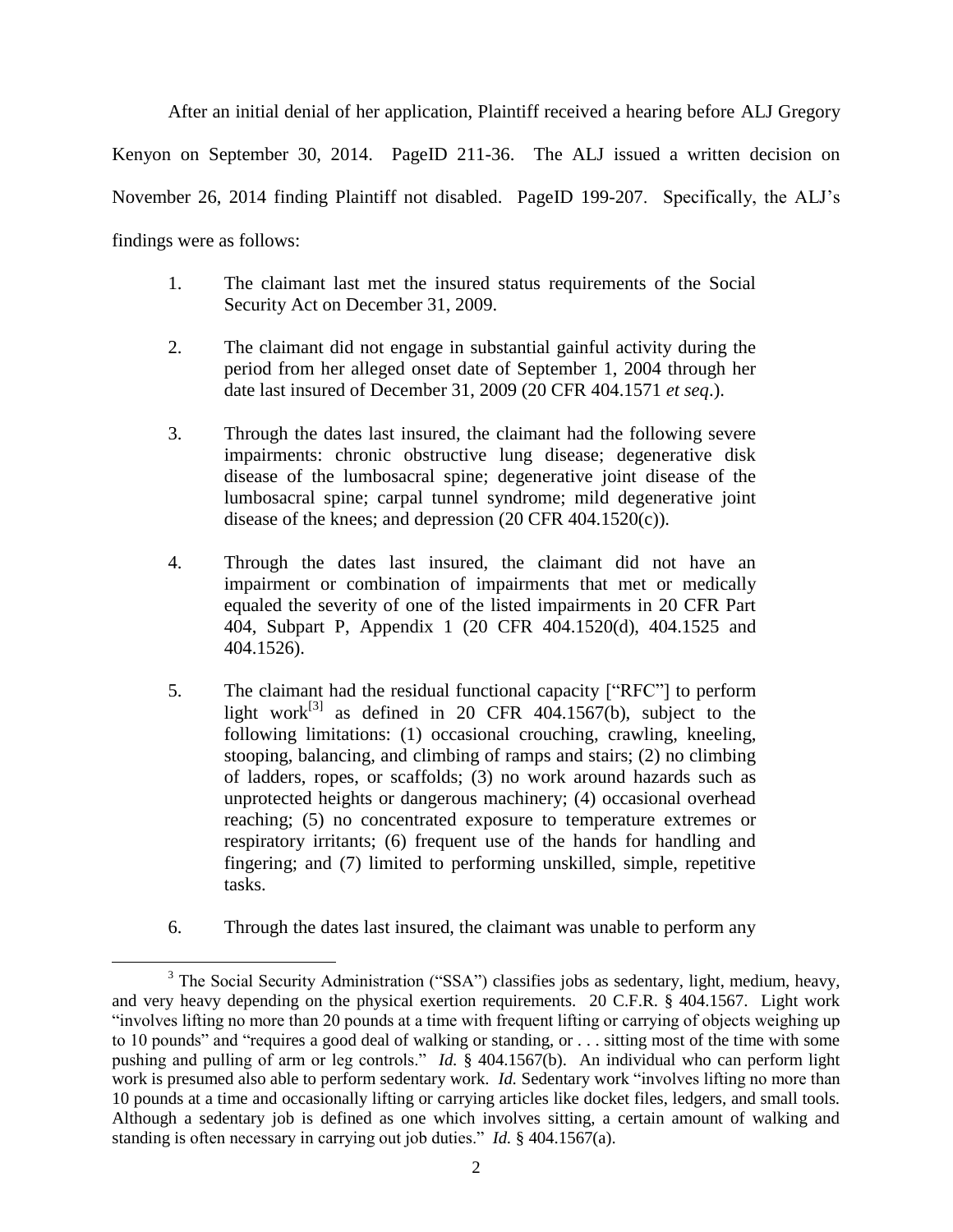After an initial denial of her application, Plaintiff received a hearing before ALJ Gregory Kenyon on September 30, 2014. PageID 211-36. The ALJ issued a written decision on November 26, 2014 finding Plaintiff not disabled. PageID 199-207. Specifically, the ALJ's findings were as follows:

> 1. The claimant last met the insured status requirements of the Social Security Act on December 31, 2009.
>
> 2. The claimant did not engage in substantial gainful activity during the period from her alleged onset date of September 1, 2004 through her date last insured of December 31, 2009 (20 CFR 404.1571 *et seq*.).
>
> 3. Through the dates last insured, the claimant had the following severe impairments: chronic obstructive lung disease; degenerative disk disease of the lumbosacral spine; degenerative joint disease of the lumbosacral spine; carpal tunnel syndrome; mild degenerative joint disease of the knees; and depression (20 CFR 404.1520(c)).
>
> 4. Through the dates last insured, the claimant did not have an impairment or combination of impairments that met or medically equaled the severity of one of the listed impairments in 20 CFR Part 404, Subpart P, Appendix 1 (20 CFR 404.1520(d), 404.1525 and 404.1526).
>
> 5. The claimant had the residual functional capacity ["RFC"] to perform light work[3] as defined in 20 CFR 404.1567(b), subject to the following limitations: (1) occasional crouching, crawling, kneeling, stooping, balancing, and climbing of ramps and stairs; (2) no climbing of ladders, ropes, or scaffolds; (3) no work around hazards such as unprotected heights or dangerous machinery; (4) occasional overhead reaching; (5) no concentrated exposure to temperature extremes or respiratory irritants; (6) frequent use of the hands for handling and fingering; and (7) limited to performing unskilled, simple, repetitive tasks.
>
> 6. Through the dates last insured, the claimant was unable to perform any

---

[3] The Social Security Administration ("SSA") classifies jobs as sedentary, light, medium, heavy, and very heavy depending on the physical exertion requirements. 20 C.F.R. § 404.1567. Light work "involves lifting no more than 20 pounds at a time with frequent lifting or carrying of objects weighing up to 10 pounds" and "requires a good deal of walking or standing, or . . . sitting most of the time with some pushing and pulling of arm or leg controls." *Id.* § 404.1567(b). An individual who can perform light work is presumed also able to perform sedentary work. *Id.* Sedentary work "involves lifting no more than 10 pounds at a time and occasionally lifting or carrying articles like docket files, ledgers, and small tools. Although a sedentary job is defined as one which involves sitting, a certain amount of walking and standing is often necessary in carrying out job duties." *Id.* § 404.1567(a).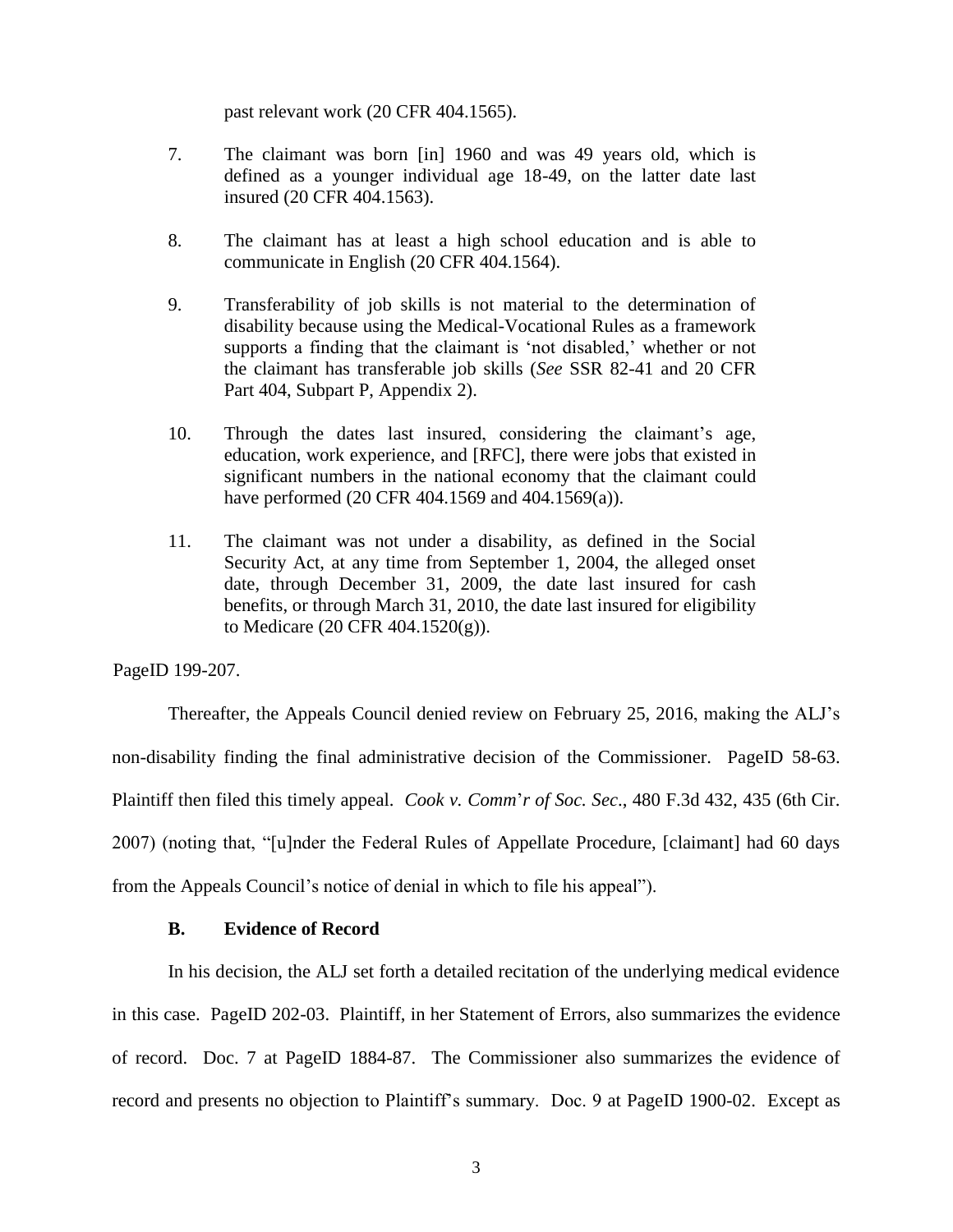past relevant work (20 CFR 404.1565).

7. The claimant was born [in] 1960 and was 49 years old, which is defined as a younger individual age 18-49, on the latter date last insured (20 CFR 404.1563).

8. The claimant has at least a high school education and is able to communicate in English (20 CFR 404.1564).

9. Transferability of job skills is not material to the determination of disability because using the Medical-Vocational Rules as a framework supports a finding that the claimant is 'not disabled,' whether or not the claimant has transferable job skills (*See* SSR 82-41 and 20 CFR Part 404, Subpart P, Appendix 2).

10. Through the dates last insured, considering the claimant's age, education, work experience, and [RFC], there were jobs that existed in significant numbers in the national economy that the claimant could have performed (20 CFR 404.1569 and 404.1569(a)).

11. The claimant was not under a disability, as defined in the Social Security Act, at any time from September 1, 2004, the alleged onset date, through December 31, 2009, the date last insured for cash benefits, or through March 31, 2010, the date last insured for eligibility to Medicare (20 CFR 404.1520(g)).

PageID 199-207.

Thereafter, the Appeals Council denied review on February 25, 2016, making the ALJ's non-disability finding the final administrative decision of the Commissioner. PageID 58-63. Plaintiff then filed this timely appeal. *Cook v. Comm*'*r of Soc. Sec*., 480 F.3d 432, 435 (6th Cir. 2007) (noting that, "[u]nder the Federal Rules of Appellate Procedure, [claimant] had 60 days from the Appeals Council's notice of denial in which to file his appeal").

### B. Evidence of Record

In his decision, the ALJ set forth a detailed recitation of the underlying medical evidence in this case. PageID 202-03. Plaintiff, in her Statement of Errors, also summarizes the evidence of record. Doc. 7 at PageID 1884-87. The Commissioner also summarizes the evidence of record and presents no objection to Plaintiff's summary. Doc. 9 at PageID 1900-02. Except as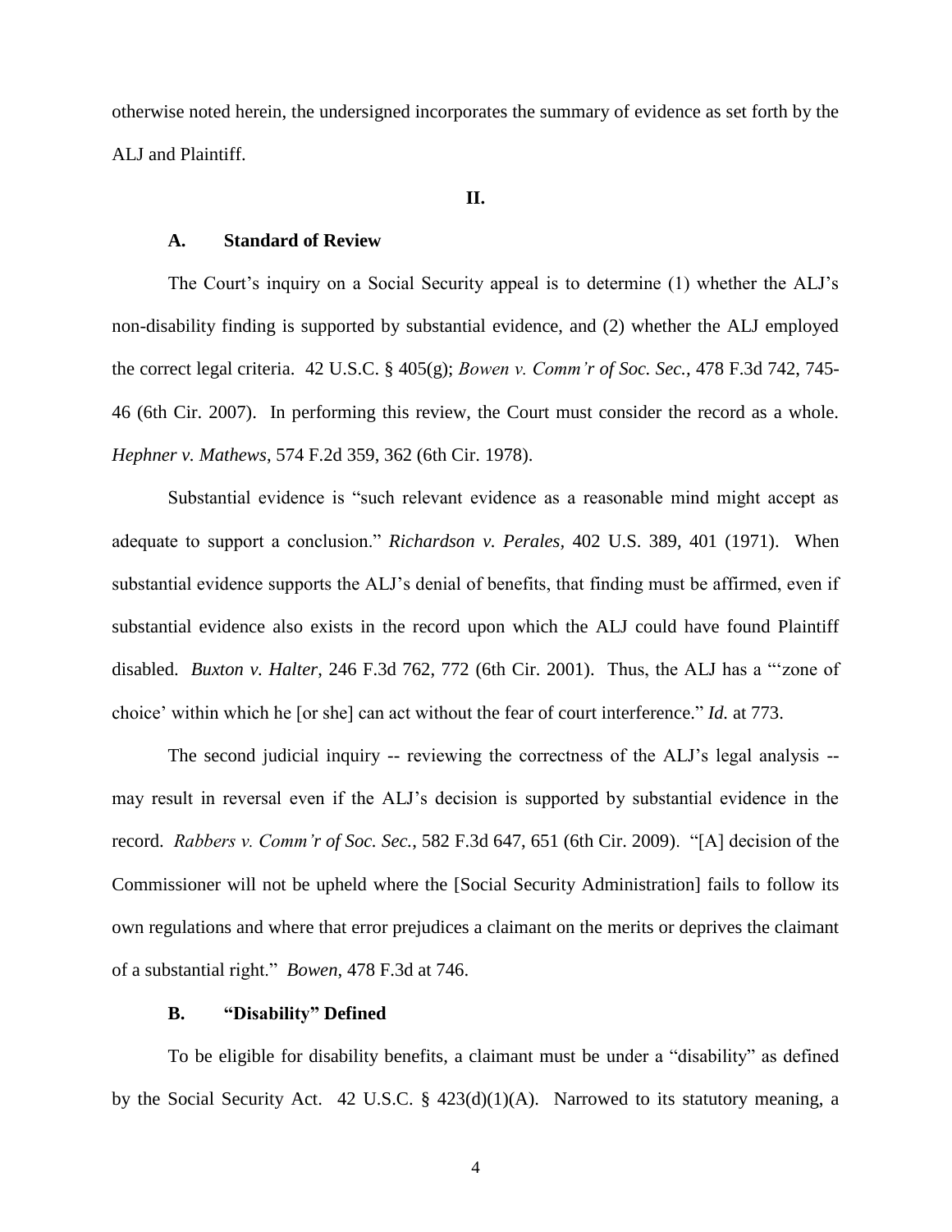otherwise noted herein, the undersigned incorporates the summary of evidence as set forth by the ALJ and Plaintiff.

## II.

### A. Standard of Review

The Court's inquiry on a Social Security appeal is to determine (1) whether the ALJ's non-disability finding is supported by substantial evidence, and (2) whether the ALJ employed the correct legal criteria. 42 U.S.C. § 405(g); *Bowen v. Comm'r of Soc. Sec.*, 478 F.3d 742, 745-46 (6th Cir. 2007). In performing this review, the Court must consider the record as a whole. *Hephner v. Mathews*, 574 F.2d 359, 362 (6th Cir. 1978).

Substantial evidence is "such relevant evidence as a reasonable mind might accept as adequate to support a conclusion." *Richardson v. Perales*, 402 U.S. 389, 401 (1971). When substantial evidence supports the ALJ's denial of benefits, that finding must be affirmed, even if substantial evidence also exists in the record upon which the ALJ could have found Plaintiff disabled. *Buxton v. Halter*, 246 F.3d 762, 772 (6th Cir. 2001). Thus, the ALJ has a "'zone of choice' within which he [or she] can act without the fear of court interference." *Id.* at 773.

The second judicial inquiry -- reviewing the correctness of the ALJ's legal analysis -- may result in reversal even if the ALJ's decision is supported by substantial evidence in the record. *Rabbers v. Comm'r of Soc. Sec.*, 582 F.3d 647, 651 (6th Cir. 2009). "[A] decision of the Commissioner will not be upheld where the [Social Security Administration] fails to follow its own regulations and where that error prejudices a claimant on the merits or deprives the claimant of a substantial right." *Bowen*, 478 F.3d at 746.

### B. "Disability" Defined

To be eligible for disability benefits, a claimant must be under a "disability" as defined by the Social Security Act. 42 U.S.C. § 423(d)(1)(A). Narrowed to its statutory meaning, a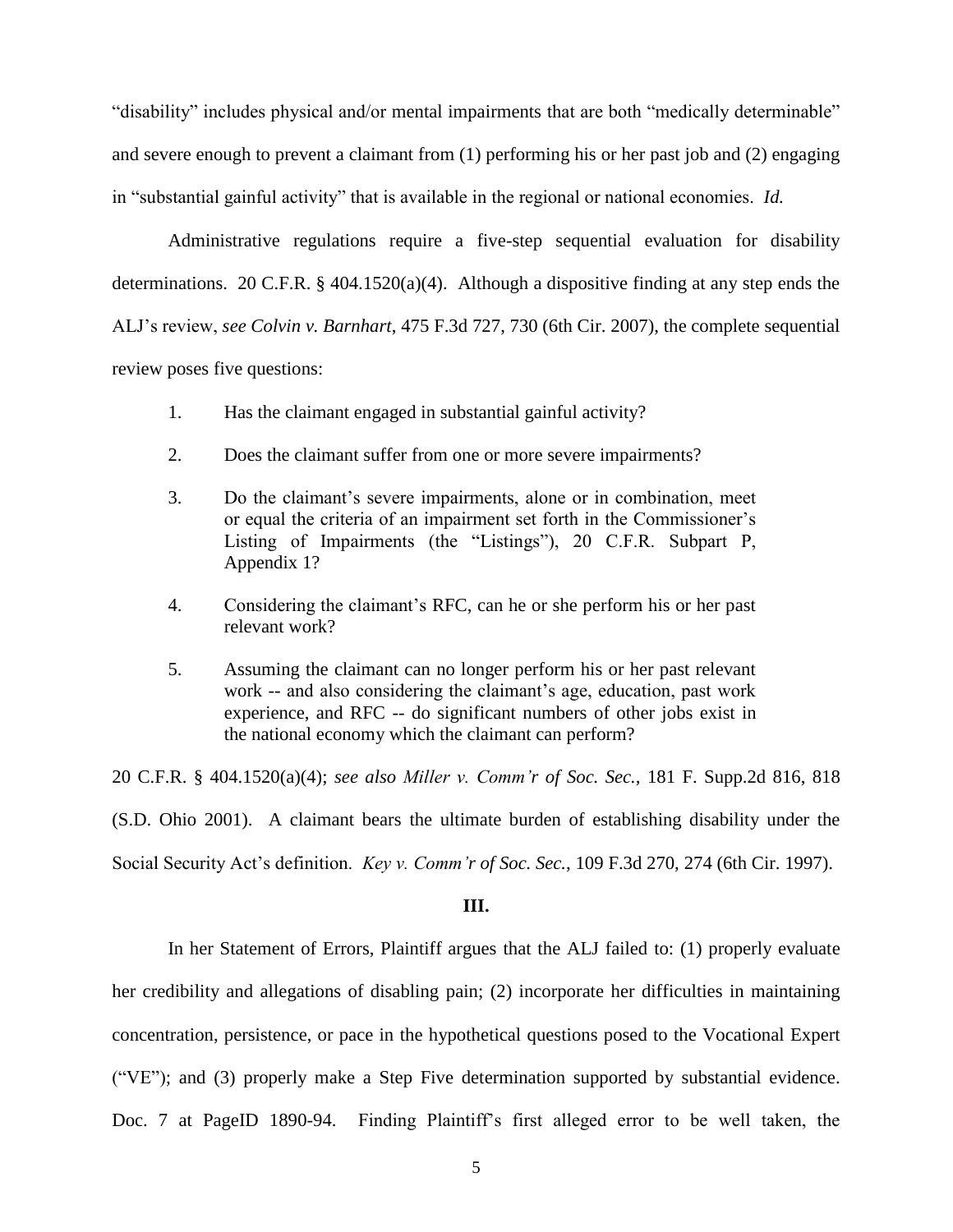"disability" includes physical and/or mental impairments that are both "medically determinable" and severe enough to prevent a claimant from (1) performing his or her past job and (2) engaging in "substantial gainful activity" that is available in the regional or national economies. *Id.*

Administrative regulations require a five-step sequential evaluation for disability determinations. 20 C.F.R. § 404.1520(a)(4). Although a dispositive finding at any step ends the ALJ's review, *see Colvin v. Barnhart*, 475 F.3d 727, 730 (6th Cir. 2007), the complete sequential review poses five questions:

1. Has the claimant engaged in substantial gainful activity?

2. Does the claimant suffer from one or more severe impairments?

3. Do the claimant's severe impairments, alone or in combination, meet or equal the criteria of an impairment set forth in the Commissioner's Listing of Impairments (the "Listings"), 20 C.F.R. Subpart P, Appendix 1?

4. Considering the claimant's RFC, can he or she perform his or her past relevant work?

5. Assuming the claimant can no longer perform his or her past relevant work -- and also considering the claimant's age, education, past work experience, and RFC -- do significant numbers of other jobs exist in the national economy which the claimant can perform?

20 C.F.R. § 404.1520(a)(4); *see also Miller v. Comm'r of Soc. Sec.*, 181 F. Supp.2d 816, 818 (S.D. Ohio 2001). A claimant bears the ultimate burden of establishing disability under the Social Security Act's definition. *Key v. Comm'r of Soc. Sec.*, 109 F.3d 270, 274 (6th Cir. 1997).

## III.

In her Statement of Errors, Plaintiff argues that the ALJ failed to: (1) properly evaluate her credibility and allegations of disabling pain; (2) incorporate her difficulties in maintaining concentration, persistence, or pace in the hypothetical questions posed to the Vocational Expert ("VE"); and (3) properly make a Step Five determination supported by substantial evidence. Doc. 7 at PageID 1890-94. Finding Plaintiff's first alleged error to be well taken, the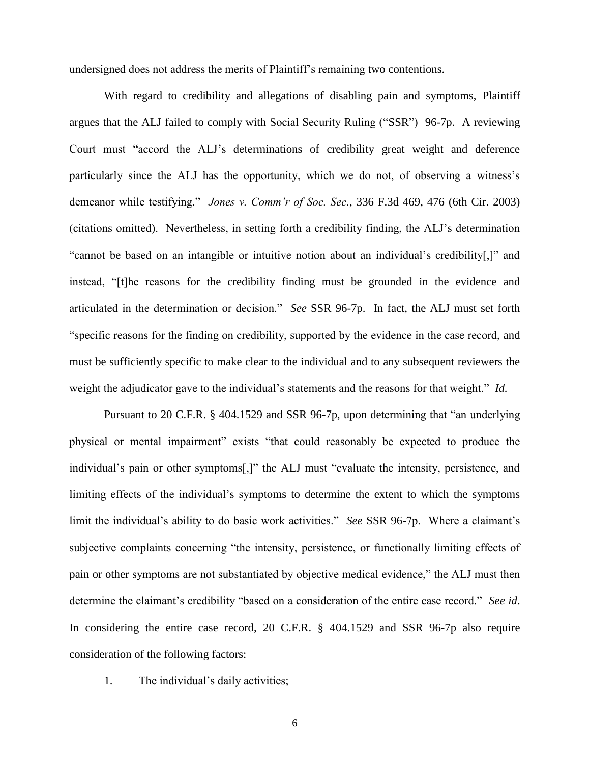undersigned does not address the merits of Plaintiff's remaining two contentions.

With regard to credibility and allegations of disabling pain and symptoms, Plaintiff argues that the ALJ failed to comply with Social Security Ruling ("SSR") 96-7p. A reviewing Court must "accord the ALJ's determinations of credibility great weight and deference particularly since the ALJ has the opportunity, which we do not, of observing a witness's demeanor while testifying." *Jones v. Comm'r of Soc. Sec.*, 336 F.3d 469, 476 (6th Cir. 2003) (citations omitted). Nevertheless, in setting forth a credibility finding, the ALJ's determination "cannot be based on an intangible or intuitive notion about an individual's credibility[,]" and instead, "[t]he reasons for the credibility finding must be grounded in the evidence and articulated in the determination or decision." *See* SSR 96-7p. In fact, the ALJ must set forth "specific reasons for the finding on credibility, supported by the evidence in the case record, and must be sufficiently specific to make clear to the individual and to any subsequent reviewers the weight the adjudicator gave to the individual's statements and the reasons for that weight." *Id.*

Pursuant to 20 C.F.R. § 404.1529 and SSR 96-7p, upon determining that "an underlying physical or mental impairment" exists "that could reasonably be expected to produce the individual's pain or other symptoms[,]" the ALJ must "evaluate the intensity, persistence, and limiting effects of the individual's symptoms to determine the extent to which the symptoms limit the individual's ability to do basic work activities." *See* SSR 96-7p. Where a claimant's subjective complaints concerning "the intensity, persistence, or functionally limiting effects of pain or other symptoms are not substantiated by objective medical evidence," the ALJ must then determine the claimant's credibility "based on a consideration of the entire case record." *See id*. In considering the entire case record, 20 C.F.R. § 404.1529 and SSR 96-7p also require consideration of the following factors:

1. The individual's daily activities;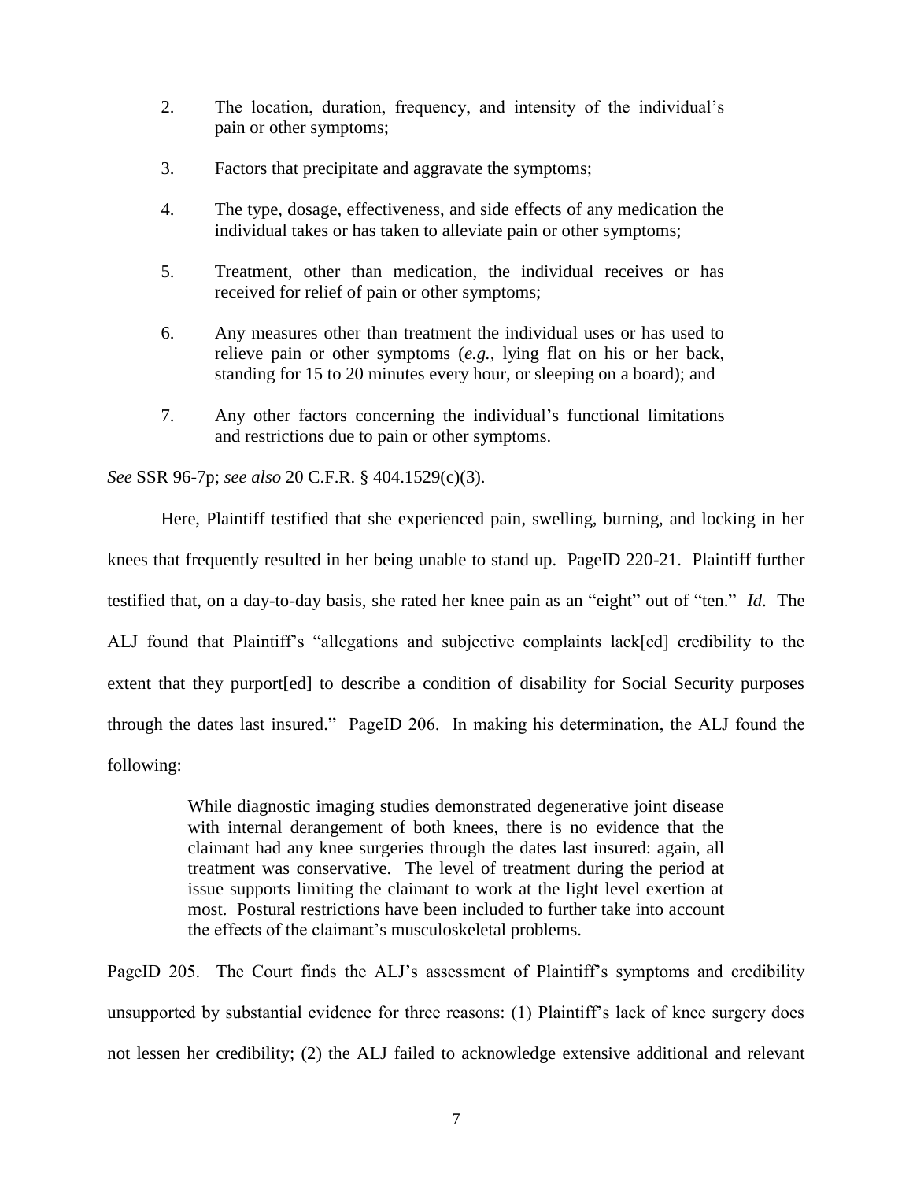2. The location, duration, frequency, and intensity of the individual's pain or other symptoms;

3. Factors that precipitate and aggravate the symptoms;

4. The type, dosage, effectiveness, and side effects of any medication the individual takes or has taken to alleviate pain or other symptoms;

5. Treatment, other than medication, the individual receives or has received for relief of pain or other symptoms;

6. Any measures other than treatment the individual uses or has used to relieve pain or other symptoms (*e.g.*, lying flat on his or her back, standing for 15 to 20 minutes every hour, or sleeping on a board); and

7. Any other factors concerning the individual's functional limitations and restrictions due to pain or other symptoms.

*See* SSR 96-7p; *see also* 20 C.F.R. § 404.1529(c)(3).

Here, Plaintiff testified that she experienced pain, swelling, burning, and locking in her knees that frequently resulted in her being unable to stand up. PageID 220-21. Plaintiff further testified that, on a day-to-day basis, she rated her knee pain as an "eight" out of "ten." *Id.* The ALJ found that Plaintiff's "allegations and subjective complaints lack[ed] credibility to the extent that they purport[ed] to describe a condition of disability for Social Security purposes through the dates last insured." PageID 206. In making his determination, the ALJ found the following:

> While diagnostic imaging studies demonstrated degenerative joint disease with internal derangement of both knees, there is no evidence that the claimant had any knee surgeries through the dates last insured: again, all treatment was conservative. The level of treatment during the period at issue supports limiting the claimant to work at the light level exertion at most. Postural restrictions have been included to further take into account the effects of the claimant's musculoskeletal problems.

PageID 205. The Court finds the ALJ's assessment of Plaintiff's symptoms and credibility unsupported by substantial evidence for three reasons: (1) Plaintiff's lack of knee surgery does not lessen her credibility; (2) the ALJ failed to acknowledge extensive additional and relevant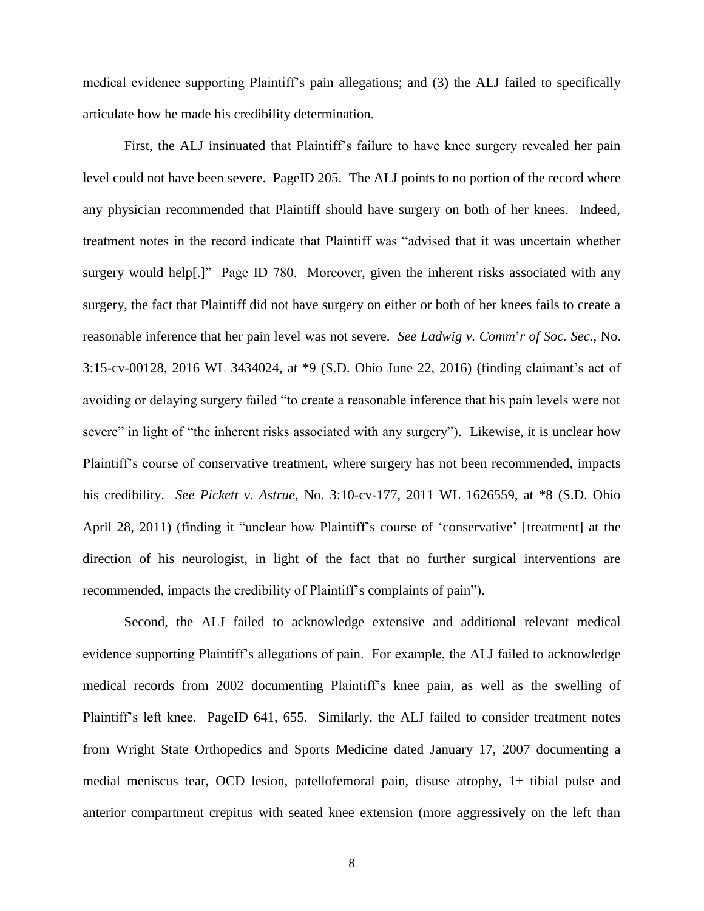medical evidence supporting Plaintiff's pain allegations; and (3) the ALJ failed to specifically articulate how he made his credibility determination.

First, the ALJ insinuated that Plaintiff's failure to have knee surgery revealed her pain level could not have been severe. PageID 205. The ALJ points to no portion of the record where any physician recommended that Plaintiff should have surgery on both of her knees. Indeed, treatment notes in the record indicate that Plaintiff was "advised that it was uncertain whether surgery would help[.]" Page ID 780. Moreover, given the inherent risks associated with any surgery, the fact that Plaintiff did not have surgery on either or both of her knees fails to create a reasonable inference that her pain level was not severe. *See Ladwig v. Comm'r of Soc. Sec.*, No. 3:15-cv-00128, 2016 WL 3434024, at *9 (S.D. Ohio June 22, 2016) (finding claimant's act of avoiding or delaying surgery failed "to create a reasonable inference that his pain levels were not severe" in light of "the inherent risks associated with any surgery"). Likewise, it is unclear how Plaintiff's course of conservative treatment, where surgery has not been recommended, impacts his credibility. *See Pickett v. Astrue*, No. 3:10-cv-177, 2011 WL 1626559, at *8 (S.D. Ohio April 28, 2011) (finding it "unclear how Plaintiff's course of 'conservative' [treatment] at the direction of his neurologist, in light of the fact that no further surgical interventions are recommended, impacts the credibility of Plaintiff's complaints of pain").

Second, the ALJ failed to acknowledge extensive and additional relevant medical evidence supporting Plaintiff's allegations of pain. For example, the ALJ failed to acknowledge medical records from 2002 documenting Plaintiff's knee pain, as well as the swelling of Plaintiff's left knee. PageID 641, 655. Similarly, the ALJ failed to consider treatment notes from Wright State Orthopedics and Sports Medicine dated January 17, 2007 documenting a medial meniscus tear, OCD lesion, patellofemoral pain, disuse atrophy, 1+ tibial pulse and anterior compartment crepitus with seated knee extension (more aggressively on the left than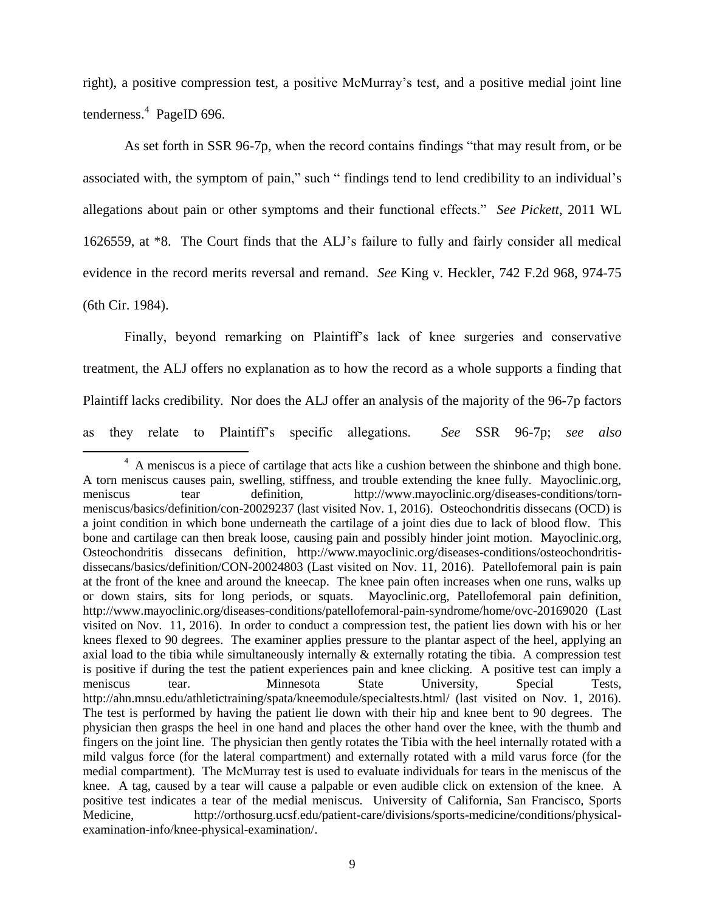right), a positive compression test, a positive McMurray's test, and a positive medial joint line tenderness.[4] PageID 696.

As set forth in SSR 96-7p, when the record contains findings "that may result from, or be associated with, the symptom of pain," such " findings tend to lend credibility to an individual's allegations about pain or other symptoms and their functional effects." *See Pickett*, 2011 WL 1626559, at *8. The Court finds that the ALJ's failure to fully and fairly consider all medical evidence in the record merits reversal and remand. *See* King v. Heckler, 742 F.2d 968, 974-75 (6th Cir. 1984).

Finally, beyond remarking on Plaintiff's lack of knee surgeries and conservative treatment, the ALJ offers no explanation as to how the record as a whole supports a finding that Plaintiff lacks credibility. Nor does the ALJ offer an analysis of the majority of the 96-7p factors as they relate to Plaintiff's specific allegations. *See* SSR 96-7p; *see also*

---

[4] A meniscus is a piece of cartilage that acts like a cushion between the shinbone and thigh bone. A torn meniscus causes pain, swelling, stiffness, and trouble extending the knee fully. Mayoclinic.org, meniscus tear definition, http://www.mayoclinic.org/diseases-conditions/torn-meniscus/basics/definition/con-20029237 (last visited Nov. 1, 2016). Osteochondritis dissecans (OCD) is a joint condition in which bone underneath the cartilage of a joint dies due to lack of blood flow. This bone and cartilage can then break loose, causing pain and possibly hinder joint motion. Mayoclinic.org, Osteochondritis dissecans definition, http://www.mayoclinic.org/diseases-conditions/osteochondritis-dissecans/basics/definition/CON-20024803 (Last visited on Nov. 11, 2016). Patellofemoral pain is pain at the front of the knee and around the kneecap. The knee pain often increases when one runs, walks up or down stairs, sits for long periods, or squats. Mayoclinic.org, Patellofemoral pain definition, http://www.mayoclinic.org/diseases-conditions/patellofemoral-pain-syndrome/home/ovc-20169020 (Last visited on Nov. 11, 2016). In order to conduct a compression test, the patient lies down with his or her knees flexed to 90 degrees. The examiner applies pressure to the plantar aspect of the heel, applying an axial load to the tibia while simultaneously internally & externally rotating the tibia. A compression test is positive if during the test the patient experiences pain and knee clicking. A positive test can imply a meniscus tear. Minnesota State University, Special Tests, http://ahn.mnsu.edu/athletictraining/spata/kneemodule/specialtests.html/ (last visited on Nov. 1, 2016). The test is performed by having the patient lie down with their hip and knee bent to 90 degrees. The physician then grasps the heel in one hand and places the other hand over the knee, with the thumb and fingers on the joint line. The physician then gently rotates the Tibia with the heel internally rotated with a mild valgus force (for the lateral compartment) and externally rotated with a mild varus force (for the medial compartment). The McMurray test is used to evaluate individuals for tears in the meniscus of the knee. A tag, caused by a tear will cause a palpable or even audible click on extension of the knee. A positive test indicates a tear of the medial meniscus. University of California, San Francisco, Sports Medicine, http://orthosurg.ucsf.edu/patient-care/divisions/sports-medicine/conditions/physical-examination-info/knee-physical-examination/.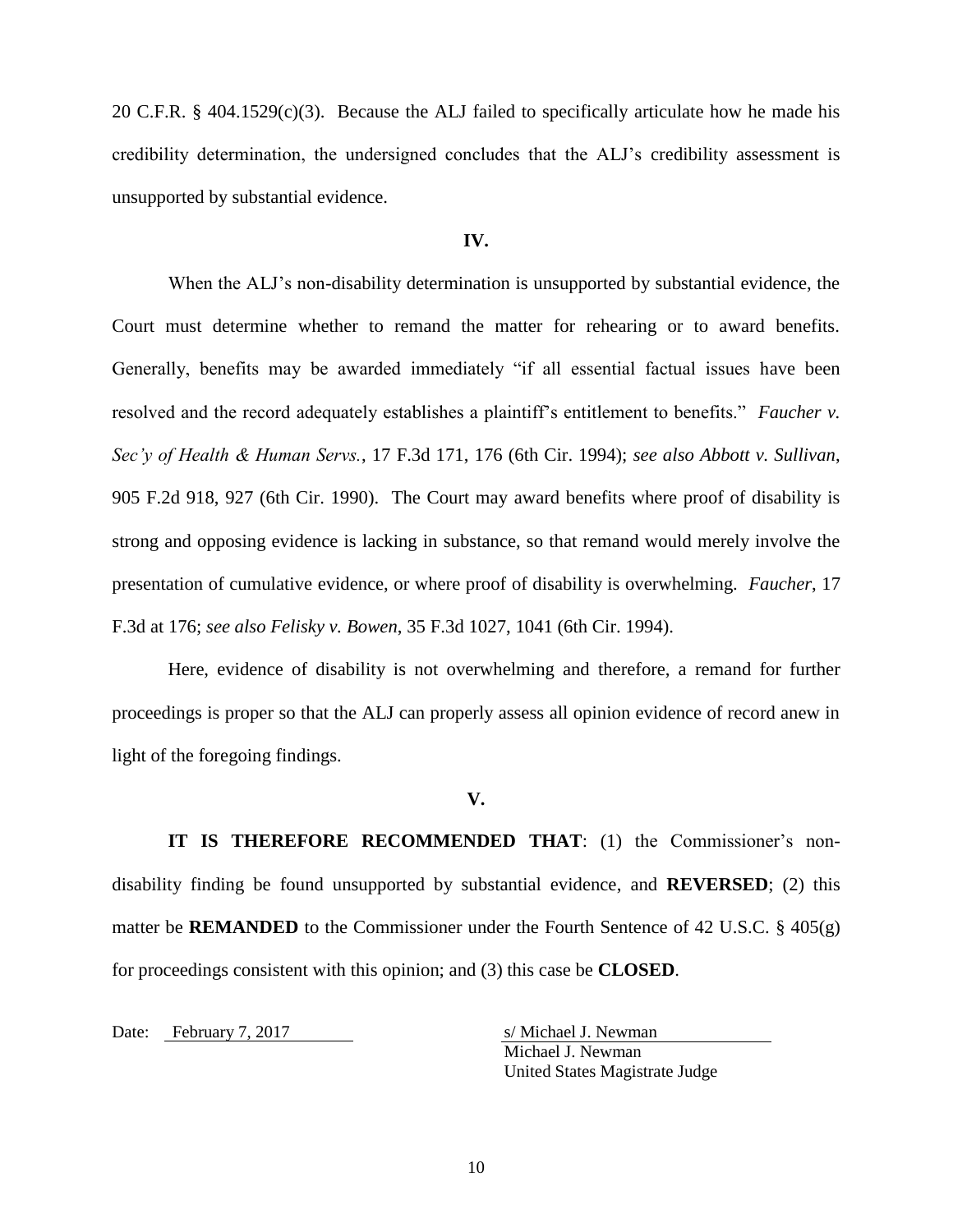20 C.F.R. § 404.1529(c)(3). Because the ALJ failed to specifically articulate how he made his credibility determination, the undersigned concludes that the ALJ's credibility assessment is unsupported by substantial evidence.

**IV.**

When the ALJ's non-disability determination is unsupported by substantial evidence, the Court must determine whether to remand the matter for rehearing or to award benefits. Generally, benefits may be awarded immediately "if all essential factual issues have been resolved and the record adequately establishes a plaintiff's entitlement to benefits." *Faucher v. Sec'y of Health & Human Servs.*, 17 F.3d 171, 176 (6th Cir. 1994); *see also Abbott v. Sullivan*, 905 F.2d 918, 927 (6th Cir. 1990). The Court may award benefits where proof of disability is strong and opposing evidence is lacking in substance, so that remand would merely involve the presentation of cumulative evidence, or where proof of disability is overwhelming. *Faucher*, 17 F.3d at 176; *see also Felisky v. Bowen*, 35 F.3d 1027, 1041 (6th Cir. 1994).

Here, evidence of disability is not overwhelming and therefore, a remand for further proceedings is proper so that the ALJ can properly assess all opinion evidence of record anew in light of the foregoing findings.

**V.**

**IT IS THEREFORE RECOMMENDED THAT**: (1) the Commissioner's non-disability finding be found unsupported by substantial evidence, and **REVERSED**; (2) this matter be **REMANDED** to the Commissioner under the Fourth Sentence of 42 U.S.C. § 405(g) for proceedings consistent with this opinion; and (3) this case be **CLOSED**.

Date: February 7, 2017

s/ Michael J. Newman
Michael J. Newman
United States Magistrate Judge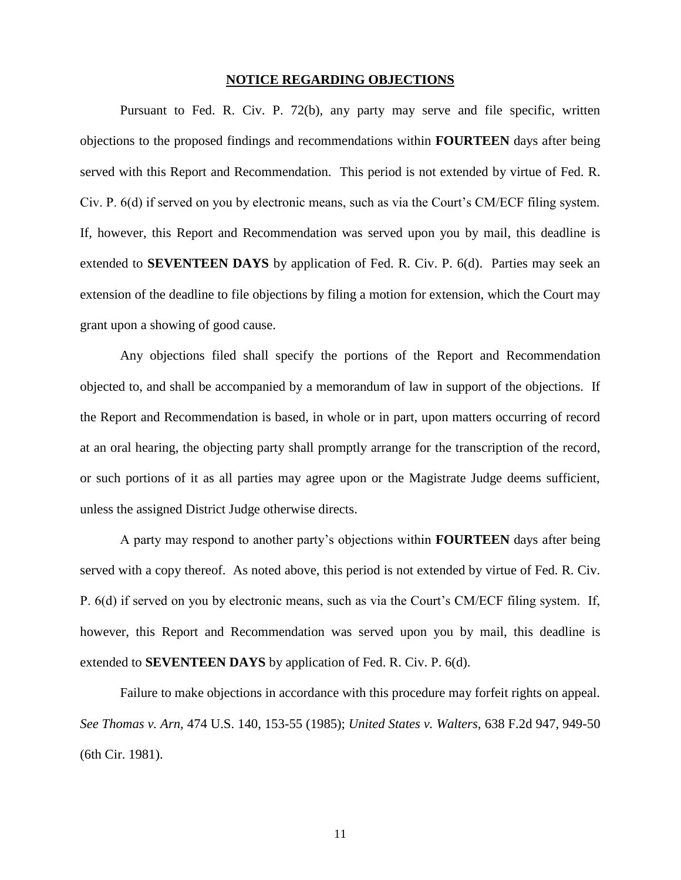**NOTICE REGARDING OBJECTIONS**

Pursuant to Fed. R. Civ. P. 72(b), any party may serve and file specific, written objections to the proposed findings and recommendations within **FOURTEEN** days after being served with this Report and Recommendation. This period is not extended by virtue of Fed. R. Civ. P. 6(d) if served on you by electronic means, such as via the Court's CM/ECF filing system. If, however, this Report and Recommendation was served upon you by mail, this deadline is extended to **SEVENTEEN DAYS** by application of Fed. R. Civ. P. 6(d). Parties may seek an extension of the deadline to file objections by filing a motion for extension, which the Court may grant upon a showing of good cause.

Any objections filed shall specify the portions of the Report and Recommendation objected to, and shall be accompanied by a memorandum of law in support of the objections. If the Report and Recommendation is based, in whole or in part, upon matters occurring of record at an oral hearing, the objecting party shall promptly arrange for the transcription of the record, or such portions of it as all parties may agree upon or the Magistrate Judge deems sufficient, unless the assigned District Judge otherwise directs.

A party may respond to another party's objections within **FOURTEEN** days after being served with a copy thereof. As noted above, this period is not extended by virtue of Fed. R. Civ. P. 6(d) if served on you by electronic means, such as via the Court's CM/ECF filing system. If, however, this Report and Recommendation was served upon you by mail, this deadline is extended to **SEVENTEEN DAYS** by application of Fed. R. Civ. P. 6(d).

Failure to make objections in accordance with this procedure may forfeit rights on appeal. *See Thomas v. Arn*, 474 U.S. 140, 153-55 (1985); *United States v. Walters*, 638 F.2d 947, 949-50 (6th Cir. 1981).